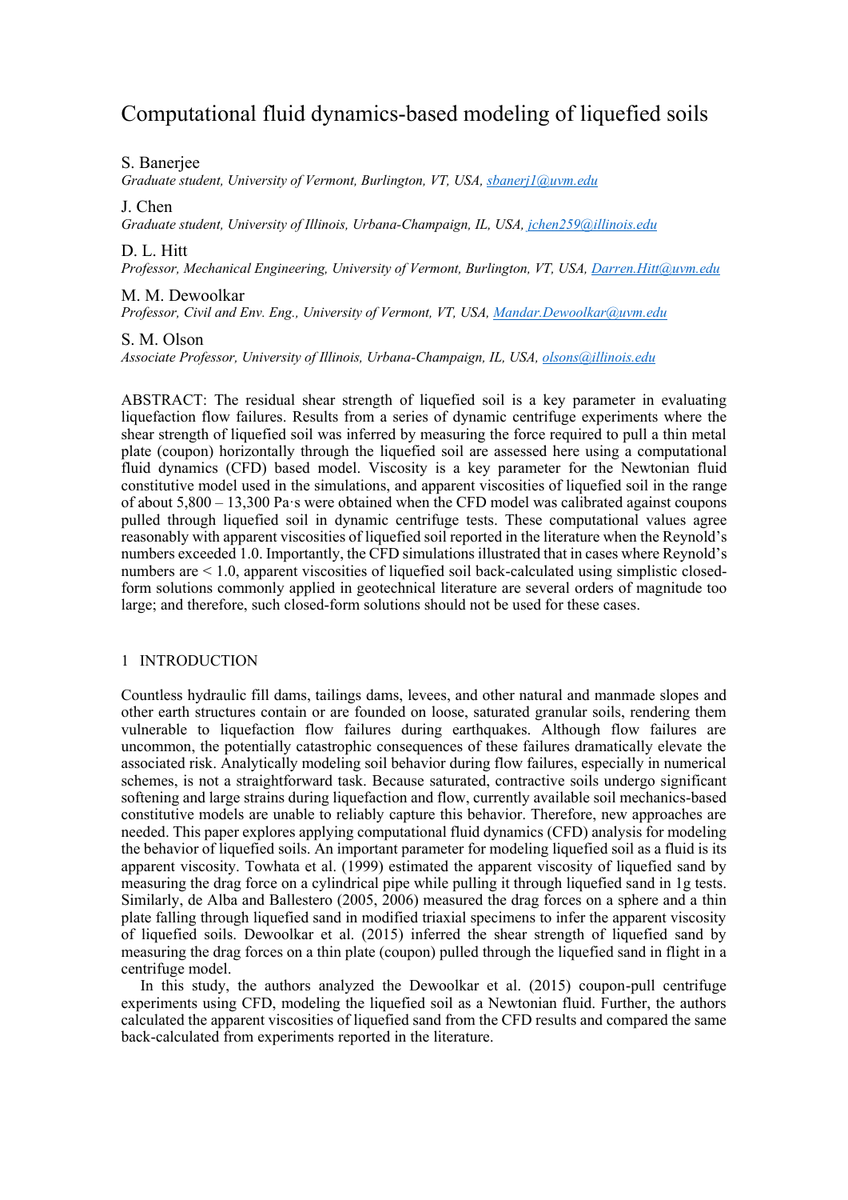# Computational fluid dynamics-based modeling of liquefied soils

S. Banerjee
*Graduate student, University of Vermont, Burlington, VT, USA, sbanerj1@uvm.edu*

J. Chen
*Graduate student, University of Illinois, Urbana-Champaign, IL, USA, jchen259@illinois.edu*

D. L. Hitt
*Professor, Mechanical Engineering, University of Vermont, Burlington, VT, USA, Darren.Hitt@uvm.edu*

M. M. Dewoolkar
*Professor, Civil and Env. Eng., University of Vermont, VT, USA, Mandar.Dewoolkar@uvm.edu*

S. M. Olson
*Associate Professor, University of Illinois, Urbana-Champaign, IL, USA, olsons@illinois.edu*

ABSTRACT: The residual shear strength of liquefied soil is a key parameter in evaluating liquefaction flow failures. Results from a series of dynamic centrifuge experiments where the shear strength of liquefied soil was inferred by measuring the force required to pull a thin metal plate (coupon) horizontally through the liquefied soil are assessed here using a computational fluid dynamics (CFD) based model. Viscosity is a key parameter for the Newtonian fluid constitutive model used in the simulations, and apparent viscosities of liquefied soil in the range of about 5,800 – 13,300 Pa·s were obtained when the CFD model was calibrated against coupons pulled through liquefied soil in dynamic centrifuge tests. These computational values agree reasonably with apparent viscosities of liquefied soil reported in the literature when the Reynold's numbers exceeded 1.0. Importantly, the CFD simulations illustrated that in cases where Reynold's numbers are < 1.0, apparent viscosities of liquefied soil back-calculated using simplistic closed-form solutions commonly applied in geotechnical literature are several orders of magnitude too large; and therefore, such closed-form solutions should not be used for these cases.

## 1 INTRODUCTION

Countless hydraulic fill dams, tailings dams, levees, and other natural and manmade slopes and other earth structures contain or are founded on loose, saturated granular soils, rendering them vulnerable to liquefaction flow failures during earthquakes. Although flow failures are uncommon, the potentially catastrophic consequences of these failures dramatically elevate the associated risk. Analytically modeling soil behavior during flow failures, especially in numerical schemes, is not a straightforward task. Because saturated, contractive soils undergo significant softening and large strains during liquefaction and flow, currently available soil mechanics-based constitutive models are unable to reliably capture this behavior. Therefore, new approaches are needed. This paper explores applying computational fluid dynamics (CFD) analysis for modeling the behavior of liquefied soils. An important parameter for modeling liquefied soil as a fluid is its apparent viscosity. Towhata et al. (1999) estimated the apparent viscosity of liquefied sand by measuring the drag force on a cylindrical pipe while pulling it through liquefied sand in 1g tests. Similarly, de Alba and Ballestero (2005, 2006) measured the drag forces on a sphere and a thin plate falling through liquefied sand in modified triaxial specimens to infer the apparent viscosity of liquefied soils. Dewoolkar et al. (2015) inferred the shear strength of liquefied sand by measuring the drag forces on a thin plate (coupon) pulled through the liquefied sand in flight in a centrifuge model.

In this study, the authors analyzed the Dewoolkar et al. (2015) coupon-pull centrifuge experiments using CFD, modeling the liquefied soil as a Newtonian fluid. Further, the authors calculated the apparent viscosities of liquefied sand from the CFD results and compared the same back-calculated from experiments reported in the literature.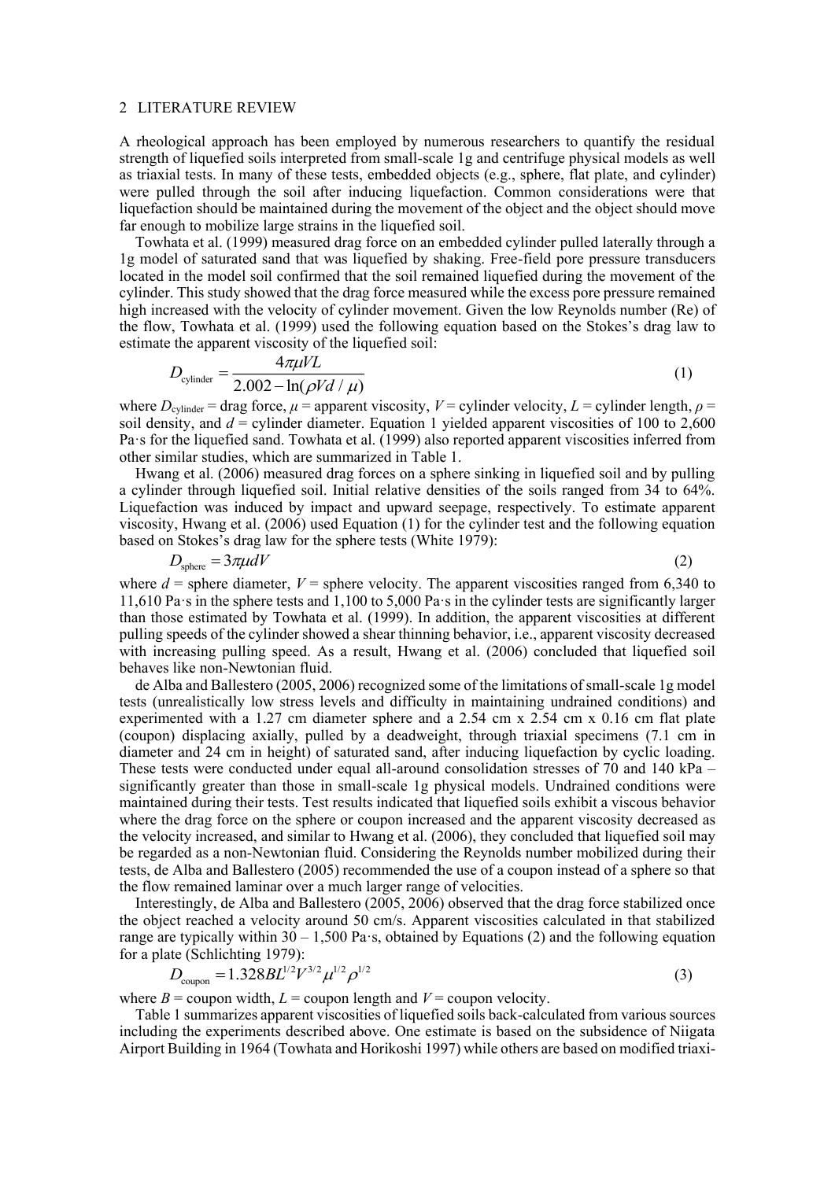## 2 LITERATURE REVIEW

A rheological approach has been employed by numerous researchers to quantify the residual strength of liquefied soils interpreted from small-scale 1g and centrifuge physical models as well as triaxial tests. In many of these tests, embedded objects (e.g., sphere, flat plate, and cylinder) were pulled through the soil after inducing liquefaction. Common considerations were that liquefaction should be maintained during the movement of the object and the object should move far enough to mobilize large strains in the liquefied soil.

Towhata et al. (1999) measured drag force on an embedded cylinder pulled laterally through a 1g model of saturated sand that was liquefied by shaking. Free-field pore pressure transducers located in the model soil confirmed that the soil remained liquefied during the movement of the cylinder. This study showed that the drag force measured while the excess pore pressure remained high increased with the velocity of cylinder movement. Given the low Reynolds number (Re) of the flow, Towhata et al. (1999) used the following equation based on the Stokes's drag law to estimate the apparent viscosity of the liquefied soil:

$$D_{\text{cylinder}} = \frac{4\pi\mu VL}{2.002 - \ln(\rho Vd / \mu)} \tag{1}$$

where $D_{\text{cylinder}}$ = drag force, $\mu$ = apparent viscosity, $V$ = cylinder velocity, $L$ = cylinder length, $\rho$ = soil density, and $d$ = cylinder diameter. Equation 1 yielded apparent viscosities of 100 to 2,600 Pa·s for the liquefied sand. Towhata et al. (1999) also reported apparent viscosities inferred from other similar studies, which are summarized in Table 1.

Hwang et al. (2006) measured drag forces on a sphere sinking in liquefied soil and by pulling a cylinder through liquefied soil. Initial relative densities of the soils ranged from 34 to 64%. Liquefaction was induced by impact and upward seepage, respectively. To estimate apparent viscosity, Hwang et al. (2006) used Equation (1) for the cylinder test and the following equation based on Stokes's drag law for the sphere tests (White 1979):

$$D_{\text{sphere}} = 3\pi\mu dV \tag{2}$$

where $d$ = sphere diameter, $V$ = sphere velocity. The apparent viscosities ranged from 6,340 to 11,610 Pa·s in the sphere tests and 1,100 to 5,000 Pa·s in the cylinder tests are significantly larger than those estimated by Towhata et al. (1999). In addition, the apparent viscosities at different pulling speeds of the cylinder showed a shear thinning behavior, i.e., apparent viscosity decreased with increasing pulling speed. As a result, Hwang et al. (2006) concluded that liquefied soil behaves like non-Newtonian fluid.

de Alba and Ballestero (2005, 2006) recognized some of the limitations of small-scale 1g model tests (unrealistically low stress levels and difficulty in maintaining undrained conditions) and experimented with a 1.27 cm diameter sphere and a 2.54 cm x 2.54 cm x 0.16 cm flat plate (coupon) displacing axially, pulled by a deadweight, through triaxial specimens (7.1 cm in diameter and 24 cm in height) of saturated sand, after inducing liquefaction by cyclic loading. These tests were conducted under equal all-around consolidation stresses of 70 and 140 kPa – significantly greater than those in small-scale 1g physical models. Undrained conditions were maintained during their tests. Test results indicated that liquefied soils exhibit a viscous behavior where the drag force on the sphere or coupon increased and the apparent viscosity decreased as the velocity increased, and similar to Hwang et al. (2006), they concluded that liquefied soil may be regarded as a non-Newtonian fluid. Considering the Reynolds number mobilized during their tests, de Alba and Ballestero (2005) recommended the use of a coupon instead of a sphere so that the flow remained laminar over a much larger range of velocities.

Interestingly, de Alba and Ballestero (2005, 2006) observed that the drag force stabilized once the object reached a velocity around 50 cm/s. Apparent viscosities calculated in that stabilized range are typically within 30 – 1,500 Pa·s, obtained by Equations (2) and the following equation for a plate (Schlichting 1979):

$$D_{\text{coupon}} = 1.328BL^{1/2}V^{3/2}\mu^{1/2}\rho^{1/2} \tag{3}$$

where $B$ = coupon width, $L$ = coupon length and $V$ = coupon velocity.

Table 1 summarizes apparent viscosities of liquefied soils back-calculated from various sources including the experiments described above. One estimate is based on the subsidence of Niigata Airport Building in 1964 (Towhata and Horikoshi 1997) while others are based on modified triaxi-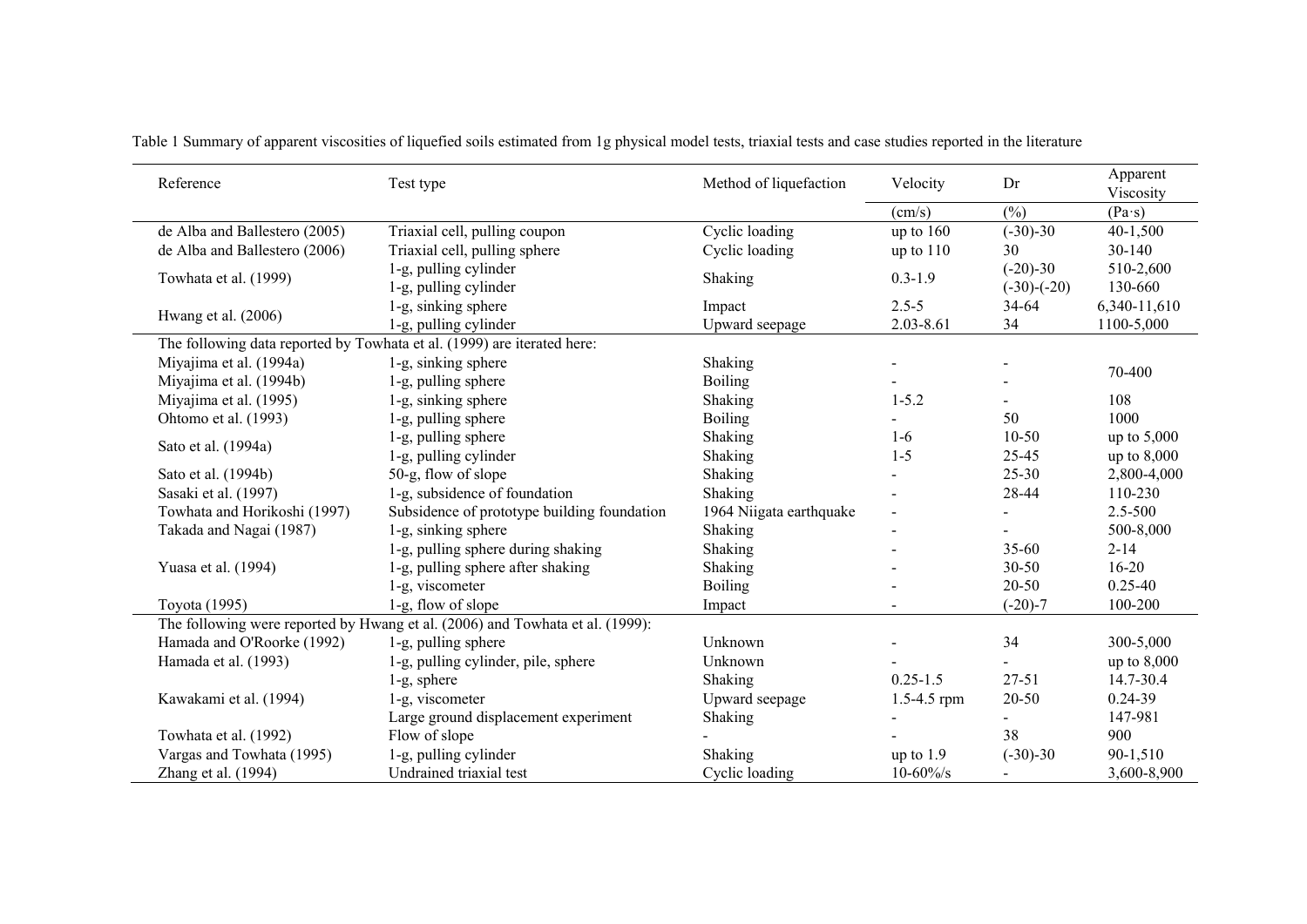Table 1 Summary of apparent viscosities of liquefied soils estimated from 1g physical model tests, triaxial tests and case studies reported in the literature

| Reference | Test type | Method of liquefaction | Velocity | Dr | Apparent Viscosity |
|---|---|---|---|---|---|
| | | | (cm/s) | (%) | (Pa·s) |
| de Alba and Ballestero (2005) | Triaxial cell, pulling coupon | Cyclic loading | up to 160 | (-30)-30 | 40-1,500 |
| de Alba and Ballestero (2006) | Triaxial cell, pulling sphere | Cyclic loading | up to 110 | 30 | 30-140 |
| Towhata et al. (1999) | 1-g, pulling cylinder | Shaking | 0.3-1.9 | (-20)-30 | 510-2,600 |
| | 1-g, pulling cylinder | | | (-30)-(-20) | 130-660 |
| Hwang et al. (2006) | 1-g, sinking sphere | Impact | 2.5-5 | 34-64 | 6,340-11,610 |
| | 1-g, pulling cylinder | Upward seepage | 2.03-8.61 | 34 | 1100-5,000 |
| The following data reported by Towhata et al. (1999) are iterated here: | | | | | |
| Miyajima et al. (1994a) | 1-g, sinking sphere | Shaking | - | - | 70-400 |
| Miyajima et al. (1994b) | 1-g, pulling sphere | Boiling | - | - | |
| Miyajima et al. (1995) | 1-g, sinking sphere | Shaking | 1-5.2 | - | 108 |
| Ohtomo et al. (1993) | 1-g, pulling sphere | Boiling | - | 50 | 1000 |
| Sato et al. (1994a) | 1-g, pulling sphere | Shaking | 1-6 | 10-50 | up to 5,000 |
| | 1-g, pulling cylinder | Shaking | 1-5 | 25-45 | up to 8,000 |
| Sato et al. (1994b) | 50-g, flow of slope | Shaking | - | 25-30 | 2,800-4,000 |
| Sasaki et al. (1997) | 1-g, subsidence of foundation | Shaking | - | 28-44 | 110-230 |
| Towhata and Horikoshi (1997) | Subsidence of prototype building foundation | 1964 Niigata earthquake | - | - | 2.5-500 |
| Takada and Nagai (1987) | 1-g, sinking sphere | Shaking | - | - | 500-8,000 |
| Yuasa et al. (1994) | 1-g, pulling sphere during shaking | Shaking | - | 35-60 | 2-14 |
| | 1-g, pulling sphere after shaking | Shaking | - | 30-50 | 16-20 |
| | 1-g, viscometer | Boiling | - | 20-50 | 0.25-40 |
| Toyota (1995) | 1-g, flow of slope | Impact | - | (-20)-7 | 100-200 |
| The following were reported by Hwang et al. (2006) and Towhata et al. (1999): | | | | | |
| Hamada and O'Roorke (1992) | 1-g, pulling sphere | Unknown | - | 34 | 300-5,000 |
| Hamada et al. (1993) | 1-g, pulling cylinder, pile, sphere | Unknown | - | - | up to 8,000 |
| Kawakami et al. (1994) | 1-g, sphere | Shaking | 0.25-1.5 | 27-51 | 14.7-30.4 |
| | 1-g, viscometer | Upward seepage | 1.5-4.5 rpm | 20-50 | 0.24-39 |
| | Large ground displacement experiment | Shaking | - | - | 147-981 |
| Towhata et al. (1992) | Flow of slope | - | - | 38 | 900 |
| Vargas and Towhata (1995) | 1-g, pulling cylinder | Shaking | up to 1.9 | (-30)-30 | 90-1,510 |
| Zhang et al. (1994) | Undrained triaxial test | Cyclic loading | 10-60%/s | - | 3,600-8,900 |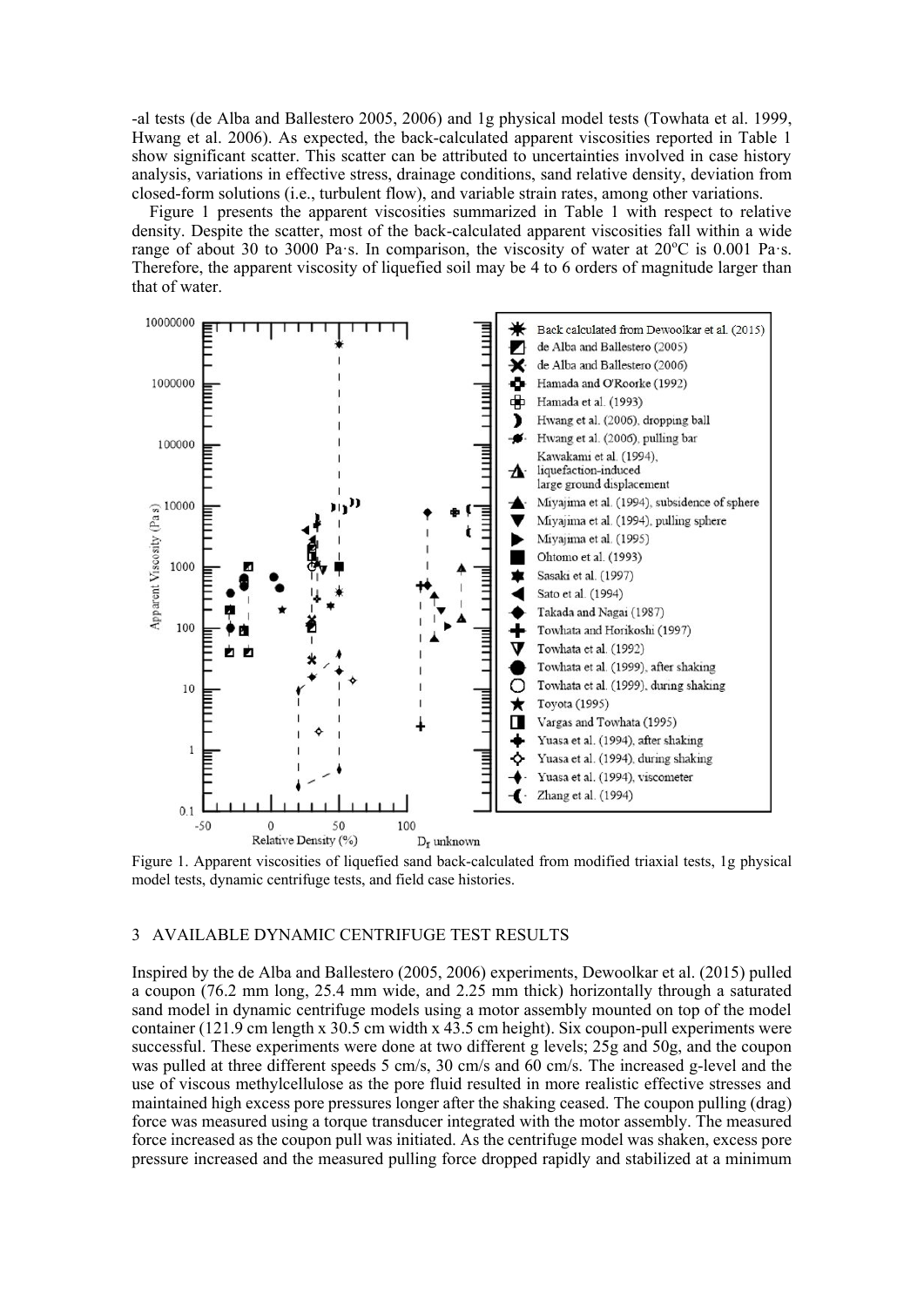-al tests (de Alba and Ballestero 2005, 2006) and 1g physical model tests (Towhata et al. 1999, Hwang et al. 2006). As expected, the back-calculated apparent viscosities reported in Table 1 show significant scatter. This scatter can be attributed to uncertainties involved in case history analysis, variations in effective stress, drainage conditions, sand relative density, deviation from closed-form solutions (i.e., turbulent flow), and variable strain rates, among other variations.

Figure 1 presents the apparent viscosities summarized in Table 1 with respect to relative density. Despite the scatter, most of the back-calculated apparent viscosities fall within a wide range of about 30 to 3000 Pa·s. In comparison, the viscosity of water at 20°C is 0.001 Pa·s. Therefore, the apparent viscosity of liquefied soil may be 4 to 6 orders of magnitude larger than that of water.

Figure 1. Apparent viscosities of liquefied sand back-calculated from modified triaxial tests, 1g physical model tests, dynamic centrifuge tests, and field case histories.

## 3 AVAILABLE DYNAMIC CENTRIFUGE TEST RESULTS

Inspired by the de Alba and Ballestero (2005, 2006) experiments, Dewoolkar et al. (2015) pulled a coupon (76.2 mm long, 25.4 mm wide, and 2.25 mm thick) horizontally through a saturated sand model in dynamic centrifuge models using a motor assembly mounted on top of the model container (121.9 cm length x 30.5 cm width x 43.5 cm height). Six coupon-pull experiments were successful. These experiments were done at two different g levels; 25g and 50g, and the coupon was pulled at three different speeds 5 cm/s, 30 cm/s and 60 cm/s. The increased g-level and the use of viscous methylcellulose as the pore fluid resulted in more realistic effective stresses and maintained high excess pore pressures longer after the shaking ceased. The coupon pulling (drag) force was measured using a torque transducer integrated with the motor assembly. The measured force increased as the coupon pull was initiated. As the centrifuge model was shaken, excess pore pressure increased and the measured pulling force dropped rapidly and stabilized at a minimum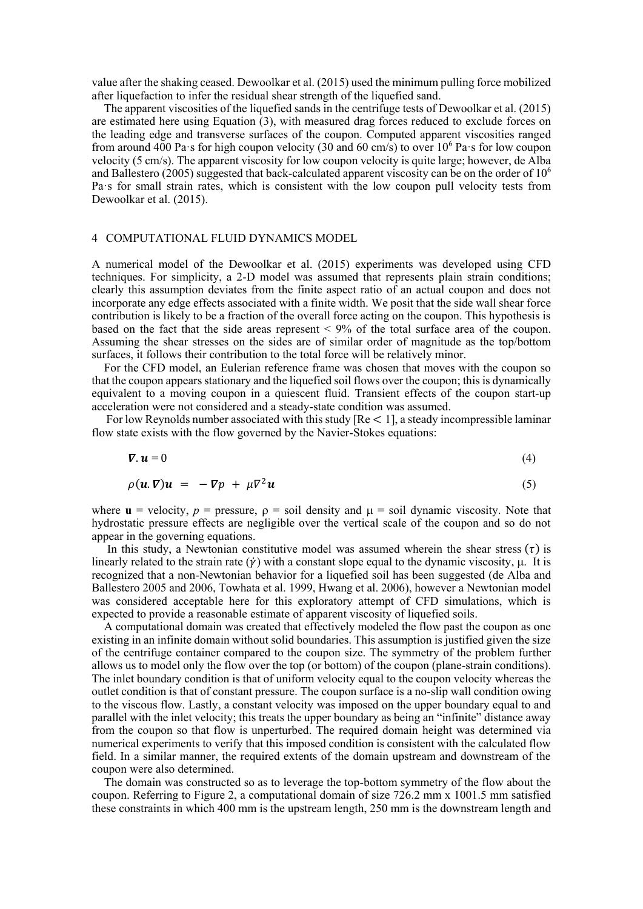value after the shaking ceased. Dewoolkar et al. (2015) used the minimum pulling force mobilized after liquefaction to infer the residual shear strength of the liquefied sand.

The apparent viscosities of the liquefied sands in the centrifuge tests of Dewoolkar et al. (2015) are estimated here using Equation (3), with measured drag forces reduced to exclude forces on the leading edge and transverse surfaces of the coupon. Computed apparent viscosities ranged from around 400 Pa·s for high coupon velocity (30 and 60 cm/s) to over $10^6$ Pa·s for low coupon velocity (5 cm/s). The apparent viscosity for low coupon velocity is quite large; however, de Alba and Ballestero (2005) suggested that back-calculated apparent viscosity can be on the order of $10^6$ Pa·s for small strain rates, which is consistent with the low coupon pull velocity tests from Dewoolkar et al. (2015).

## 4 COMPUTATIONAL FLUID DYNAMICS MODEL

A numerical model of the Dewoolkar et al. (2015) experiments was developed using CFD techniques. For simplicity, a 2-D model was assumed that represents plain strain conditions; clearly this assumption deviates from the finite aspect ratio of an actual coupon and does not incorporate any edge effects associated with a finite width. We posit that the side wall shear force contribution is likely to be a fraction of the overall force acting on the coupon. This hypothesis is based on the fact that the side areas represent < 9% of the total surface area of the coupon. Assuming the shear stresses on the sides are of similar order of magnitude as the top/bottom surfaces, it follows their contribution to the total force will be relatively minor.

For the CFD model, an Eulerian reference frame was chosen that moves with the coupon so that the coupon appears stationary and the liquefied soil flows over the coupon; this is dynamically equivalent to a moving coupon in a quiescent fluid. Transient effects of the coupon start-up acceleration were not considered and a steady-state condition was assumed.

For low Reynolds number associated with this study [Re $< 1$], a steady incompressible laminar flow state exists with the flow governed by the Navier-Stokes equations:

$$\boldsymbol{\nabla} . \boldsymbol{u} = 0 \tag{4}$$

$$\rho(\boldsymbol{u}.\boldsymbol{\nabla})\boldsymbol{u} = -\boldsymbol{\nabla} p + \mu \nabla^2 \boldsymbol{u} \tag{5}$$

where $\mathbf{u}$ = velocity, $p$ = pressure, $\rho$ = soil density and $\mu$ = soil dynamic viscosity. Note that hydrostatic pressure effects are negligible over the vertical scale of the coupon and so do not appear in the governing equations.

In this study, a Newtonian constitutive model was assumed wherein the shear stress $(\tau)$ is linearly related to the strain rate $(\dot{\gamma})$ with a constant slope equal to the dynamic viscosity, $\mu$. It is recognized that a non-Newtonian behavior for a liquefied soil has been suggested (de Alba and Ballestero 2005 and 2006, Towhata et al. 1999, Hwang et al. 2006), however a Newtonian model was considered acceptable here for this exploratory attempt of CFD simulations, which is expected to provide a reasonable estimate of apparent viscosity of liquefied soils.

A computational domain was created that effectively modeled the flow past the coupon as one existing in an infinite domain without solid boundaries. This assumption is justified given the size of the centrifuge container compared to the coupon size. The symmetry of the problem further allows us to model only the flow over the top (or bottom) of the coupon (plane-strain conditions). The inlet boundary condition is that of uniform velocity equal to the coupon velocity whereas the outlet condition is that of constant pressure. The coupon surface is a no-slip wall condition owing to the viscous flow. Lastly, a constant velocity was imposed on the upper boundary equal to and parallel with the inlet velocity; this treats the upper boundary as being an "infinite" distance away from the coupon so that flow is unperturbed. The required domain height was determined via numerical experiments to verify that this imposed condition is consistent with the calculated flow field. In a similar manner, the required extents of the domain upstream and downstream of the coupon were also determined.

The domain was constructed so as to leverage the top-bottom symmetry of the flow about the coupon. Referring to Figure 2, a computational domain of size 726.2 mm x 1001.5 mm satisfied these constraints in which 400 mm is the upstream length, 250 mm is the downstream length and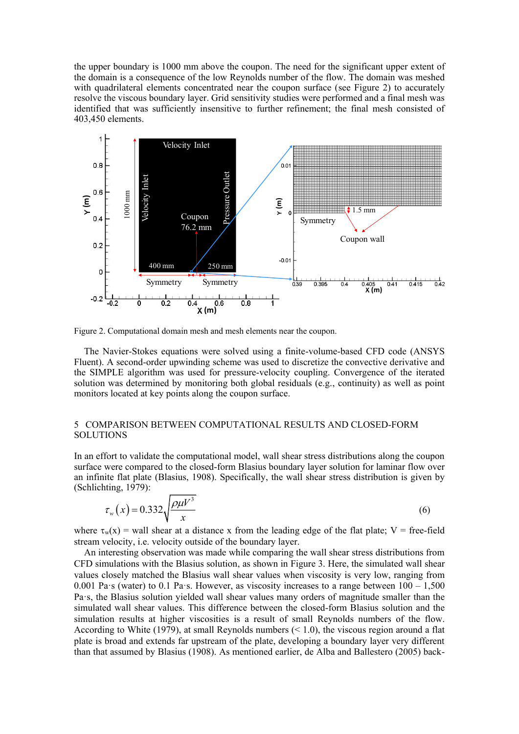the upper boundary is 1000 mm above the coupon. The need for the significant upper extent of the domain is a consequence of the low Reynolds number of the flow. The domain was meshed with quadrilateral elements concentrated near the coupon surface (see Figure 2) to accurately resolve the viscous boundary layer. Grid sensitivity studies were performed and a final mesh was identified that was sufficiently insensitive to further refinement; the final mesh consisted of 403,450 elements.

Figure 2. Computational domain mesh and mesh elements near the coupon.

The Navier-Stokes equations were solved using a finite-volume-based CFD code (ANSYS Fluent). A second-order upwinding scheme was used to discretize the convective derivative and the SIMPLE algorithm was used for pressure-velocity coupling. Convergence of the iterated solution was determined by monitoring both global residuals (e.g., continuity) as well as point monitors located at key points along the coupon surface.

## 5 COMPARISON BETWEEN COMPUTATIONAL RESULTS AND CLOSED-FORM SOLUTIONS

In an effort to validate the computational model, wall shear stress distributions along the coupon surface were compared to the closed-form Blasius boundary layer solution for laminar flow over an infinite flat plate (Blasius, 1908). Specifically, the wall shear stress distribution is given by (Schlichting, 1979):

$$\tau_w(x) = 0.332\sqrt{\frac{\rho\mu V^3}{x}} \tag{6}$$

where $\tau_w(x)$ = wall shear at a distance x from the leading edge of the flat plate; V = free-field stream velocity, i.e. velocity outside of the boundary layer.

An interesting observation was made while comparing the wall shear stress distributions from CFD simulations with the Blasius solution, as shown in Figure 3. Here, the simulated wall shear values closely matched the Blasius wall shear values when viscosity is very low, ranging from 0.001 Pa·s (water) to 0.1 Pa·s. However, as viscosity increases to a range between 100 – 1,500 Pa·s, the Blasius solution yielded wall shear values many orders of magnitude smaller than the simulated wall shear values. This difference between the closed-form Blasius solution and the simulation results at higher viscosities is a result of small Reynolds numbers of the flow. According to White (1979), at small Reynolds numbers (< 1.0), the viscous region around a flat plate is broad and extends far upstream of the plate, developing a boundary layer very different than that assumed by Blasius (1908). As mentioned earlier, de Alba and Ballestero (2005) back-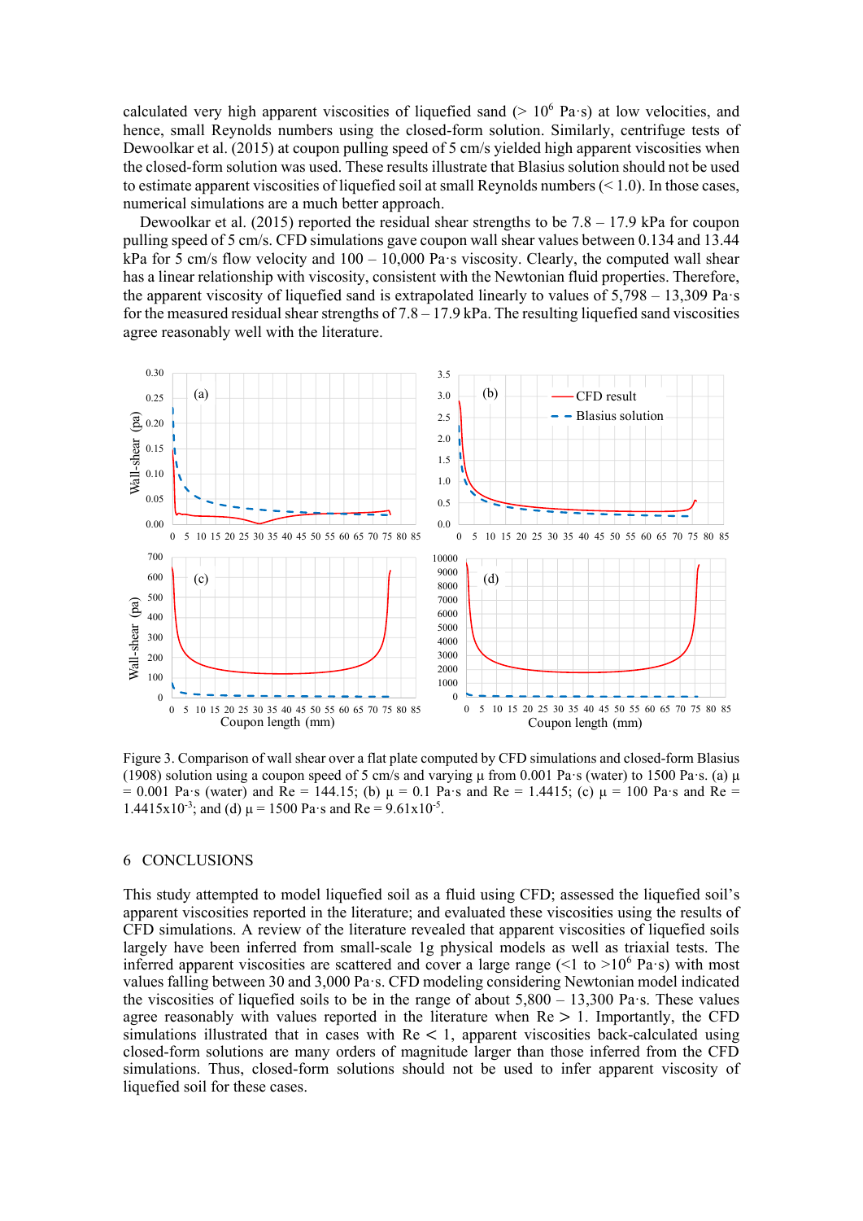calculated very high apparent viscosities of liquefied sand (> $10^6$ Pa·s) at low velocities, and hence, small Reynolds numbers using the closed-form solution. Similarly, centrifuge tests of Dewoolkar et al. (2015) at coupon pulling speed of 5 cm/s yielded high apparent viscosities when the closed-form solution was used. These results illustrate that Blasius solution should not be used to estimate apparent viscosities of liquefied soil at small Reynolds numbers (< 1.0). In those cases, numerical simulations are a much better approach.

Dewoolkar et al. (2015) reported the residual shear strengths to be 7.8 – 17.9 kPa for coupon pulling speed of 5 cm/s. CFD simulations gave coupon wall shear values between 0.134 and 13.44 kPa for 5 cm/s flow velocity and 100 – 10,000 Pa·s viscosity. Clearly, the computed wall shear has a linear relationship with viscosity, consistent with the Newtonian fluid properties. Therefore, the apparent viscosity of liquefied sand is extrapolated linearly to values of 5,798 – 13,309 Pa·s for the measured residual shear strengths of 7.8 – 17.9 kPa. The resulting liquefied sand viscosities agree reasonably well with the literature.

Figure 3. Comparison of wall shear over a flat plate computed by CFD simulations and closed-form Blasius (1908) solution using a coupon speed of 5 cm/s and varying μ from 0.001 Pa·s (water) to 1500 Pa·s. (a) μ = 0.001 Pa·s (water) and Re = 144.15; (b) μ = 0.1 Pa·s and Re = 1.4415; (c) μ = 100 Pa·s and Re = $1.4415 \times 10^{-3}$; and (d) μ = 1500 Pa·s and Re = $9.61 \times 10^{-5}$.

## 6 CONCLUSIONS

This study attempted to model liquefied soil as a fluid using CFD; assessed the liquefied soil's apparent viscosities reported in the literature; and evaluated these viscosities using the results of CFD simulations. A review of the literature revealed that apparent viscosities of liquefied soils largely have been inferred from small-scale 1g physical models as well as triaxial tests. The inferred apparent viscosities are scattered and cover a large range (<1 to >$10^6$ Pa·s) with most values falling between 30 and 3,000 Pa·s. CFD modeling considering Newtonian model indicated the viscosities of liquefied soils to be in the range of about 5,800 – 13,300 Pa·s. These values agree reasonably with values reported in the literature when Re > 1. Importantly, the CFD simulations illustrated that in cases with Re < 1, apparent viscosities back-calculated using closed-form solutions are many orders of magnitude larger than those inferred from the CFD simulations. Thus, closed-form solutions should not be used to infer apparent viscosity of liquefied soil for these cases.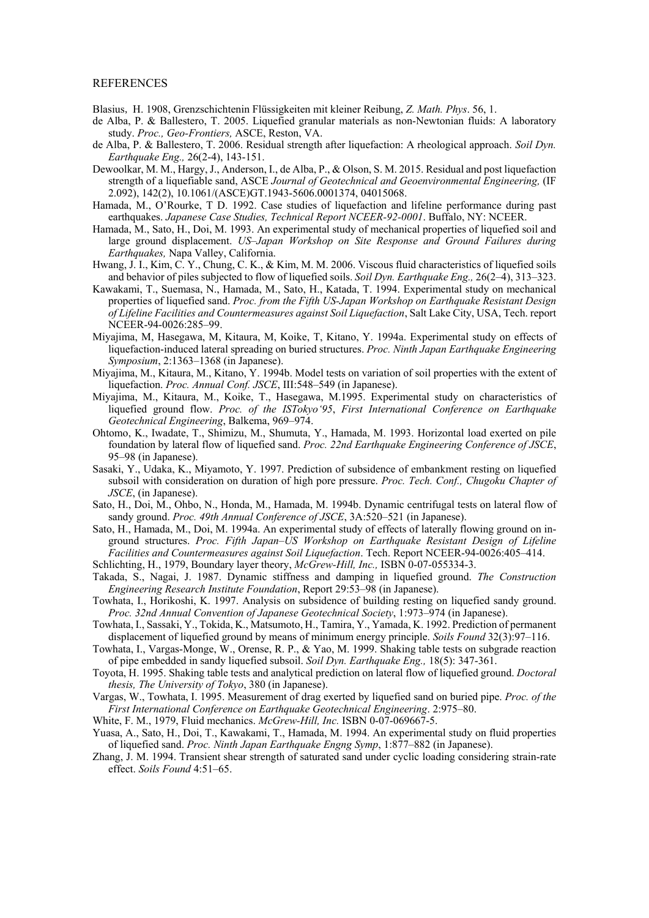## REFERENCES

Blasius, H. 1908, Grenzschichtenin Flüssigkeiten mit kleiner Reibung, *Z. Math. Phys*. 56, 1.

de Alba, P. & Ballestero, T. 2005. Liquefied granular materials as non-Newtonian fluids: A laboratory study. *Proc., Geo-Frontiers,* ASCE, Reston, VA.

de Alba, P. & Ballestero, T. 2006. Residual strength after liquefaction: A rheological approach. *Soil Dyn. Earthquake Eng.,* 26(2-4), 143-151.

Dewoolkar, M. M., Hargy, J., Anderson, I., de Alba, P., & Olson, S. M. 2015. Residual and post liquefaction strength of a liquefiable sand, ASCE *Journal of Geotechnical and Geoenvironmental Engineering,* (IF 2.092), 142(2), 10.1061/(ASCE)GT.1943-5606.0001374, 04015068.

Hamada, M., O'Rourke, T D. 1992. Case studies of liquefaction and lifeline performance during past earthquakes. *Japanese Case Studies, Technical Report NCEER-92-0001*. Buffalo, NY: NCEER.

Hamada, M., Sato, H., Doi, M. 1993. An experimental study of mechanical properties of liquefied soil and large ground displacement. *US–Japan Workshop on Site Response and Ground Failures during Earthquakes,* Napa Valley, California.

Hwang, J. I., Kim, C. Y., Chung, C. K., & Kim, M. M. 2006. Viscous fluid characteristics of liquefied soils and behavior of piles subjected to flow of liquefied soils. *Soil Dyn. Earthquake Eng.,* 26(2–4), 313–323.

Kawakami, T., Suemasa, N., Hamada, M., Sato, H., Katada, T. 1994. Experimental study on mechanical properties of liquefied sand. *Proc. from the Fifth US-Japan Workshop on Earthquake Resistant Design of Lifeline Facilities and Countermeasures against Soil Liquefaction*, Salt Lake City, USA, Tech. report NCEER-94-0026:285–99.

Miyajima, M, Hasegawa, M, Kitaura, M, Koike, T, Kitano, Y. 1994a. Experimental study on effects of liquefaction-induced lateral spreading on buried structures. *Proc. Ninth Japan Earthquake Engineering Symposium*, 2:1363–1368 (in Japanese).

Miyajima, M., Kitaura, M., Kitano, Y. 1994b. Model tests on variation of soil properties with the extent of liquefaction. *Proc. Annual Conf. JSCE*, III:548–549 (in Japanese).

Miyajima, M., Kitaura, M., Koike, T., Hasegawa, M.1995. Experimental study on characteristics of liquefied ground flow. *Proc. of the ISTokyo'95*, *First International Conference on Earthquake Geotechnical Engineering*, Balkema, 969–974.

Ohtomo, K., Iwadate, T., Shimizu, M., Shumuta, Y., Hamada, M. 1993. Horizontal load exerted on pile foundation by lateral flow of liquefied sand. *Proc. 22nd Earthquake Engineering Conference of JSCE*, 95–98 (in Japanese).

Sasaki, Y., Udaka, K., Miyamoto, Y. 1997. Prediction of subsidence of embankment resting on liquefied subsoil with consideration on duration of high pore pressure. *Proc. Tech. Conf., Chugoku Chapter of JSCE*, (in Japanese).

Sato, H., Doi, M., Ohbo, N., Honda, M., Hamada, M. 1994b. Dynamic centrifugal tests on lateral flow of sandy ground. *Proc. 49th Annual Conference of JSCE*, 3A:520–521 (in Japanese).

Sato, H., Hamada, M., Doi, M. 1994a. An experimental study of effects of laterally flowing ground on in-ground structures. *Proc. Fifth Japan–US Workshop on Earthquake Resistant Design of Lifeline Facilities and Countermeasures against Soil Liquefaction*. Tech. Report NCEER-94-0026:405–414.

Schlichting, H., 1979, Boundary layer theory, *McGrew-Hill, Inc.,* ISBN 0-07-055334-3.

Takada, S., Nagai, J. 1987. Dynamic stiffness and damping in liquefied ground. *The Construction Engineering Research Institute Foundation*, Report 29:53–98 (in Japanese).

Towhata, I., Horikoshi, K. 1997. Analysis on subsidence of building resting on liquefied sandy ground. *Proc. 32nd Annual Convention of Japanese Geotechnical Society*, 1:973–974 (in Japanese).

Towhata, I., Sassaki, Y., Tokida, K., Matsumoto, H., Tamira, Y., Yamada, K. 1992. Prediction of permanent displacement of liquefied ground by means of minimum energy principle. *Soils Found* 32(3):97–116.

Towhata, I., Vargas-Monge, W., Orense, R. P., & Yao, M. 1999. Shaking table tests on subgrade reaction of pipe embedded in sandy liquefied subsoil. *Soil Dyn. Earthquake Eng.,* 18(5): 347-361.

Toyota, H. 1995. Shaking table tests and analytical prediction on lateral flow of liquefied ground. *Doctoral thesis, The University of Tokyo*, 380 (in Japanese).

Vargas, W., Towhata, I. 1995. Measurement of drag exerted by liquefied sand on buried pipe. *Proc. of the First International Conference on Earthquake Geotechnical Engineering*. 2:975–80.

White, F. M., 1979, Fluid mechanics. *McGrew-Hill, Inc.* ISBN 0-07-069667-5.

Yuasa, A., Sato, H., Doi, T., Kawakami, T., Hamada, M. 1994. An experimental study on fluid properties of liquefied sand. *Proc. Ninth Japan Earthquake Engng Symp*, 1:877–882 (in Japanese).

Zhang, J. M. 1994. Transient shear strength of saturated sand under cyclic loading considering strain-rate effect. *Soils Found* 4:51–65.